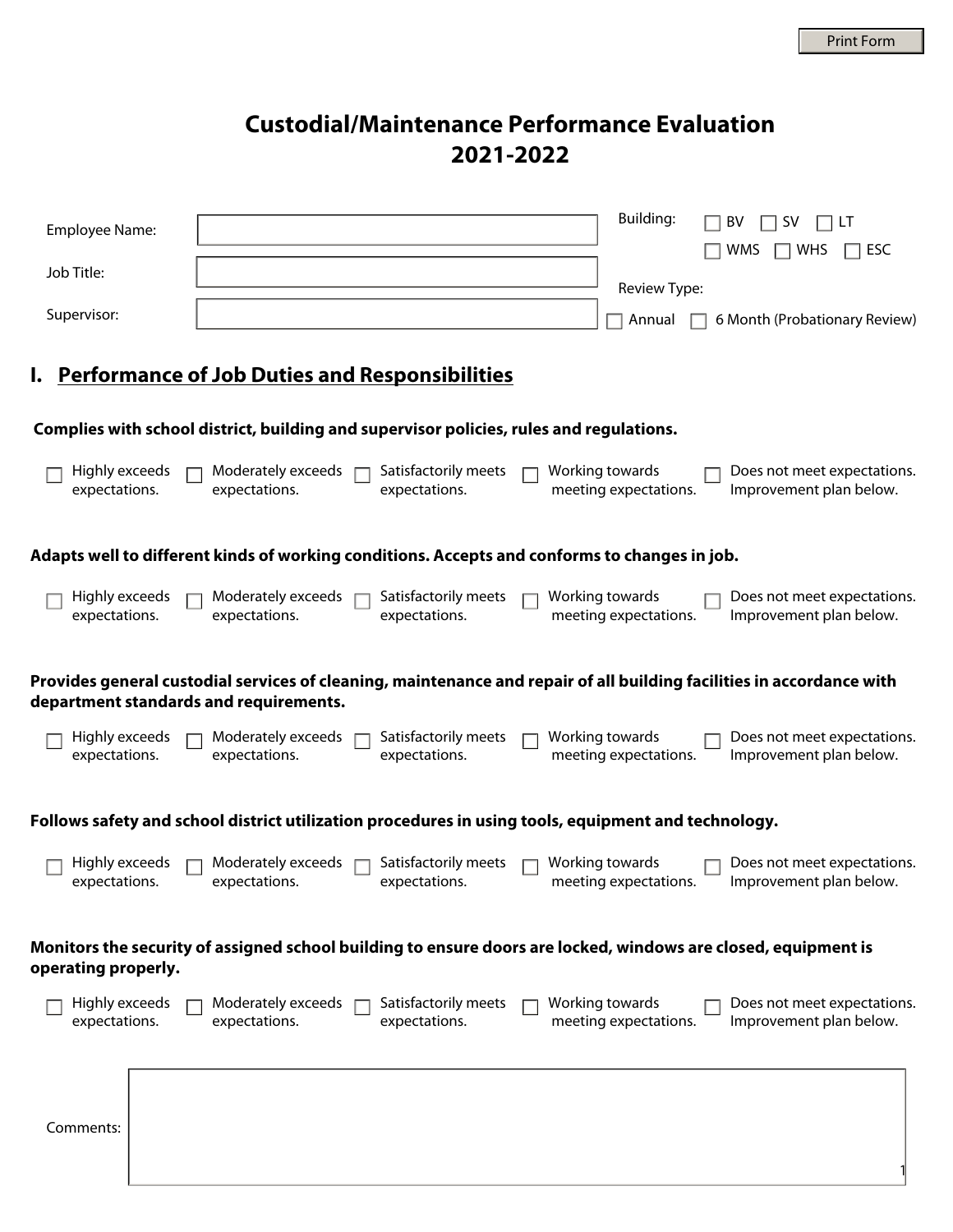# Custodial/Maintenance Performance Evaluation 2021-2022

Employee Name:

Job Title:

Supervisor:

Building: ☐ BV ☐ SV ☐ LT ☐ WMS ☐ WHS ☐ ESC

Review Type: ☐ Annual ☐ 6 Month (Probationary Review)

## I. Performance of Job Duties and Responsibilities

**Complies with school district, building and supervisor policies, rules and regulations.**

☐ Highly exceeds expectations. ☐ Moderately exceeds expectations. ☐ Satisfactorily meets expectations. ☐ Working towards meeting expectations. ☐ Does not meet expectations. Improvement plan below.

**Adapts well to different kinds of working conditions. Accepts and conforms to changes in job.**

☐ Highly exceeds expectations. ☐ Moderately exceeds expectations. ☐ Satisfactorily meets expectations. ☐ Working towards meeting expectations. ☐ Does not meet expectations. Improvement plan below.

**Provides general custodial services of cleaning, maintenance and repair of all building facilities in accordance with department standards and requirements.**

☐ Highly exceeds expectations. ☐ Moderately exceeds expectations. ☐ Satisfactorily meets expectations. ☐ Working towards meeting expectations. ☐ Does not meet expectations. Improvement plan below.

**Follows safety and school district utilization procedures in using tools, equipment and technology.**

☐ Highly exceeds expectations. ☐ Moderately exceeds expectations. ☐ Satisfactorily meets expectations. ☐ Working towards meeting expectations. ☐ Does not meet expectations. Improvement plan below.

**Monitors the security of assigned school building to ensure doors are locked, windows are closed, equipment is operating properly.**

☐ Highly exceeds expectations. ☐ Moderately exceeds expectations. ☐ Satisfactorily meets expectations. ☐ Working towards meeting expectations. ☐ Does not meet expectations. Improvement plan below.

Comments: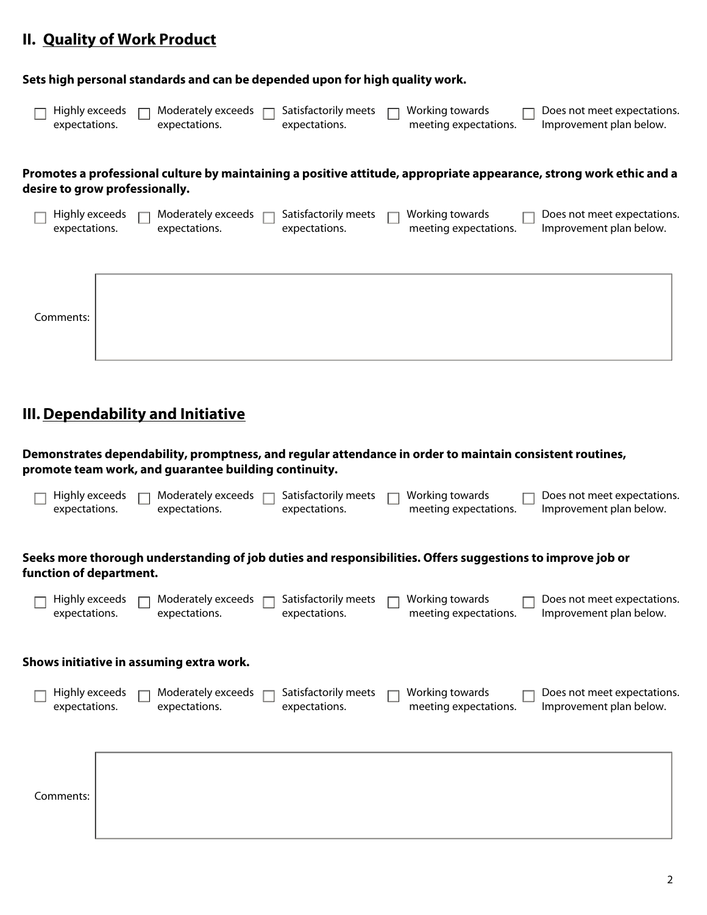## II. Quality of Work Product

**Sets high personal standards and can be depended upon for high quality work.**

☐ Highly exceeds expectations. ☐ Moderately exceeds expectations. ☐ Satisfactorily meets expectations. ☐ Working towards meeting expectations. ☐ Does not meet expectations. Improvement plan below.

**Promotes a professional culture by maintaining a positive attitude, appropriate appearance, strong work ethic and a desire to grow professionally.**

☐ Highly exceeds expectations. ☐ Moderately exceeds expectations. ☐ Satisfactorily meets expectations. ☐ Working towards meeting expectations. ☐ Does not meet expectations. Improvement plan below.

Comments:

## III. Dependability and Initiative

**Demonstrates dependability, promptness, and regular attendance in order to maintain consistent routines, promote team work, and guarantee building continuity.**

☐ Highly exceeds expectations. ☐ Moderately exceeds expectations. ☐ Satisfactorily meets expectations. ☐ Working towards meeting expectations. ☐ Does not meet expectations. Improvement plan below.

**Seeks more thorough understanding of job duties and responsibilities. Offers suggestions to improve job or function of department.**

☐ Highly exceeds expectations. ☐ Moderately exceeds expectations. ☐ Satisfactorily meets expectations. ☐ Working towards meeting expectations. ☐ Does not meet expectations. Improvement plan below.

**Shows initiative in assuming extra work.**

☐ Highly exceeds expectations. ☐ Moderately exceeds expectations. ☐ Satisfactorily meets expectations. ☐ Working towards meeting expectations. ☐ Does not meet expectations. Improvement plan below.

Comments: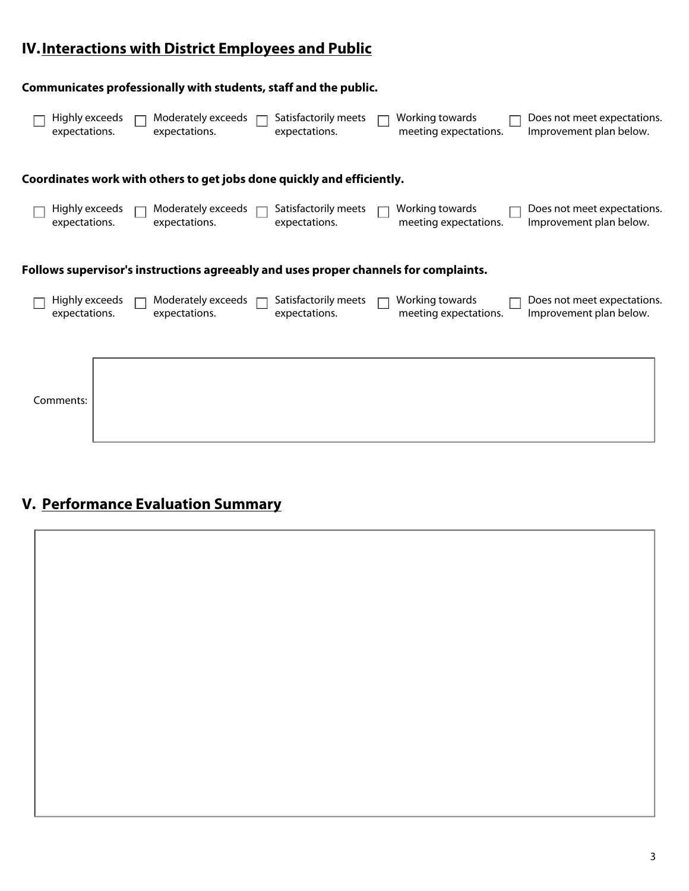## IV. Interactions with District Employees and Public

**Communicates professionally with students, staff and the public.**

☐ Highly exceeds expectations. ☐ Moderately exceeds expectations. ☐ Satisfactorily meets expectations. ☐ Working towards meeting expectations. ☐ Does not meet expectations. Improvement plan below.

**Coordinates work with others to get jobs done quickly and efficiently.**

☐ Highly exceeds expectations. ☐ Moderately exceeds expectations. ☐ Satisfactorily meets expectations. ☐ Working towards meeting expectations. ☐ Does not meet expectations. Improvement plan below.

**Follows supervisor's instructions agreeably and uses proper channels for complaints.**

☐ Highly exceeds expectations. ☐ Moderately exceeds expectations. ☐ Satisfactorily meets expectations. ☐ Working towards meeting expectations. ☐ Does not meet expectations. Improvement plan below.

Comments:

## V. Performance Evaluation Summary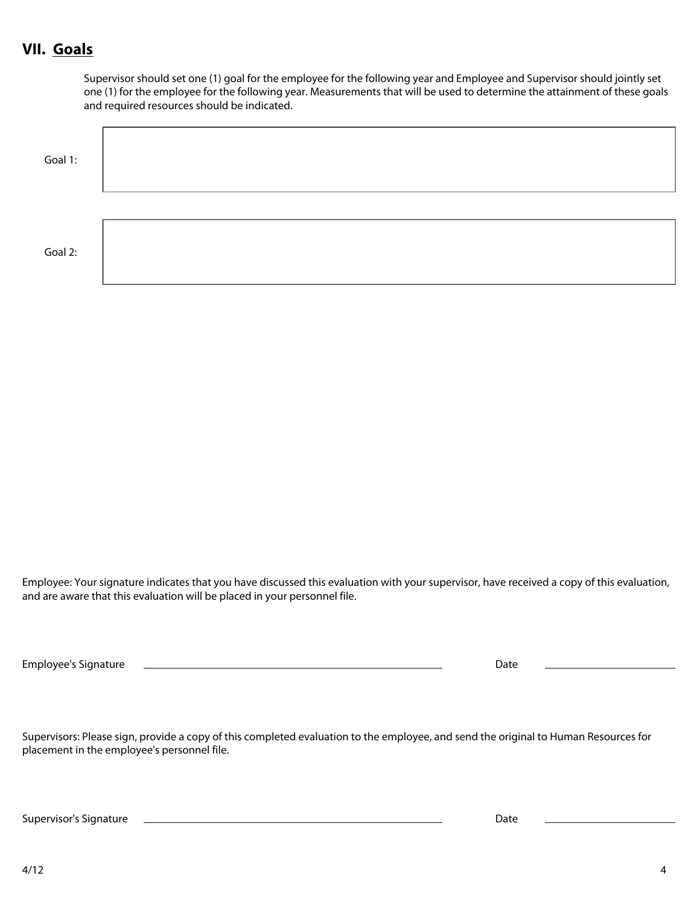## VII. Goals

Supervisor should set one (1) goal for the employee for the following year and Employee and Supervisor should jointly set one (1) for the employee for the following year. Measurements that will be used to determine the attainment of these goals and required resources should be indicated.

Goal 1:

Goal 2:

Employee: Your signature indicates that you have discussed this evaluation with your supervisor, have received a copy of this evaluation, and are aware that this evaluation will be placed in your personnel file.

Employee's Signature \_\_\_\_\_\_\_\_\_\_\_\_\_\_\_\_\_\_\_\_\_\_\_\_\_\_\_\_\_\_\_\_\_\_\_\_ Date \_\_\_\_\_\_\_\_\_\_\_\_\_\_\_\_

Supervisors: Please sign, provide a copy of this completed evaluation to the employee, and send the original to Human Resources for placement in the employee's personnel file.

Supervisor's Signature \_\_\_\_\_\_\_\_\_\_\_\_\_\_\_\_\_\_\_\_\_\_\_\_\_\_\_\_\_\_\_\_\_\_\_\_ Date \_\_\_\_\_\_\_\_\_\_\_\_\_\_\_\_

4/12